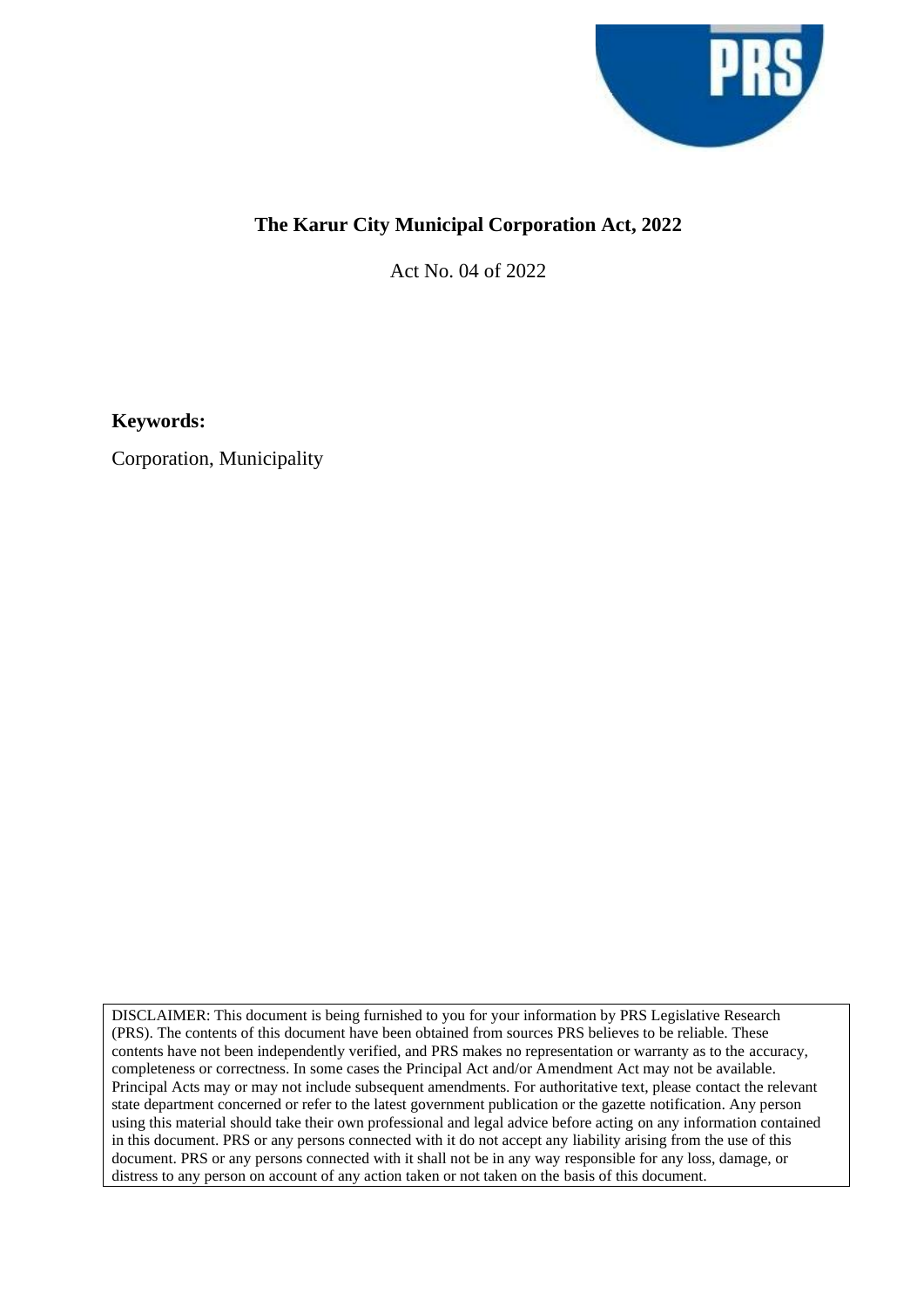# The Karur City Municipal Corporation Act, 2022

Act No. 04 of 2022

**Keywords:**

Corporation, Municipality

DISCLAIMER: This document is being furnished to you for your information by PRS Legislative Research (PRS). The contents of this document have been obtained from sources PRS believes to be reliable. These contents have not been independently verified, and PRS makes no representation or warranty as to the accuracy, completeness or correctness. In some cases the Principal Act and/or Amendment Act may not be available. Principal Acts may or may not include subsequent amendments. For authoritative text, please contact the relevant state department concerned or refer to the latest government publication or the gazette notification. Any person using this material should take their own professional and legal advice before acting on any information contained in this document. PRS or any persons connected with it do not accept any liability arising from the use of this document. PRS or any persons connected with it shall not be in any way responsible for any loss, damage, or distress to any person on account of any action taken or not taken on the basis of this document.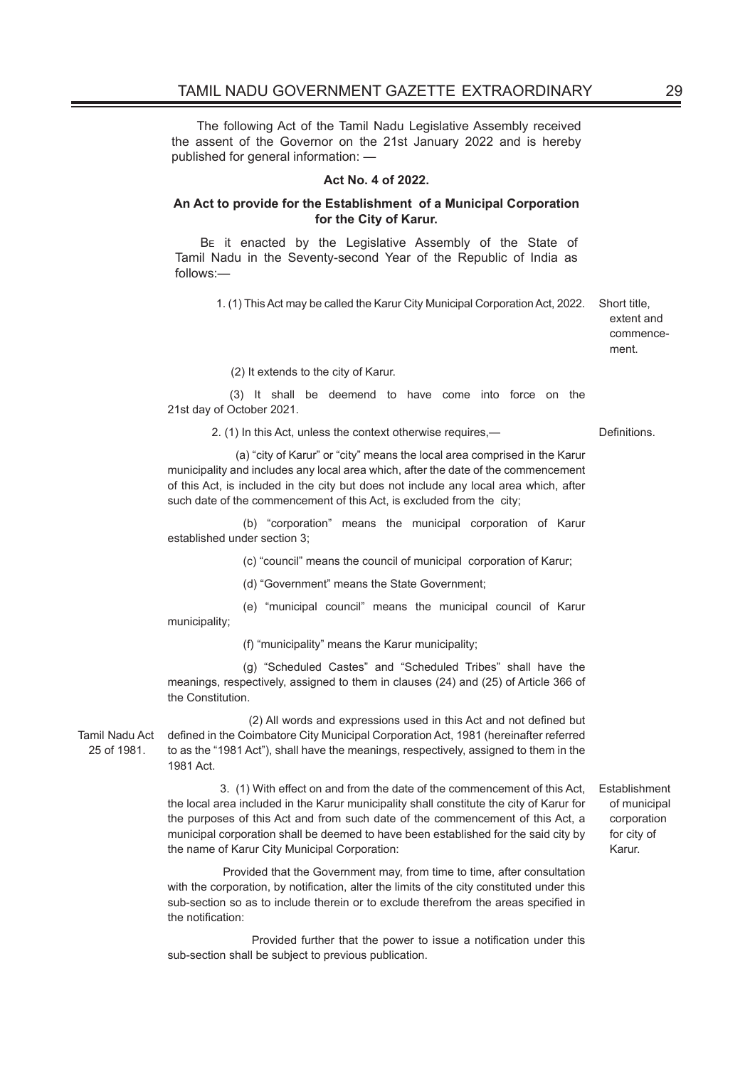The following Act of the Tamil Nadu Legislative Assembly received the assent of the Governor on the 21st January 2022 and is hereby published for general information: —

**Act No. 4 of 2022.**

**An Act to provide for the Establishment of a Municipal Corporation for the City of Karur.**

Be it enacted by the Legislative Assembly of the State of Tamil Nadu in the Seventy-second Year of the Republic of India as follows:—

Short title, extent and commencement.

1. (1) This Act may be called the Karur City Municipal Corporation Act, 2022.

(2) It extends to the city of Karur.

(3) It shall be deemend to have come into force on the 21st day of October 2021.

Definitions.

2. (1) In this Act, unless the context otherwise requires,—

(a) "city of Karur" or "city" means the local area comprised in the Karur municipality and includes any local area which, after the date of the commencement of this Act, is included in the city but does not include any local area which, after such date of the commencement of this Act, is excluded from the city;

(b) "corporation" means the municipal corporation of Karur established under section 3;

(c) "council" means the council of municipal corporation of Karur;

(d) "Government" means the State Government;

(e) "municipal council" means the municipal council of Karur municipality;

(f) "municipality" means the Karur municipality;

(g) "Scheduled Castes" and "Scheduled Tribes" shall have the meanings, respectively, assigned to them in clauses (24) and (25) of Article 366 of the Constitution.

Tamil Nadu Act 25 of 1981.

(2) All words and expressions used in this Act and not defined but defined in the Coimbatore City Municipal Corporation Act, 1981 (hereinafter referred to as the "1981 Act"), shall have the meanings, respectively, assigned to them in the 1981 Act.

Establishment of municipal corporation for city of Karur.

3. (1) With effect on and from the date of the commencement of this Act, the local area included in the Karur municipality shall constitute the city of Karur for the purposes of this Act and from such date of the commencement of this Act, a municipal corporation shall be deemed to have been established for the said city by the name of Karur City Municipal Corporation:

Provided that the Government may, from time to time, after consultation with the corporation, by notification, alter the limits of the city constituted under this sub-section so as to include therein or to exclude therefrom the areas specified in the notification:

Provided further that the power to issue a notification under this sub-section shall be subject to previous publication.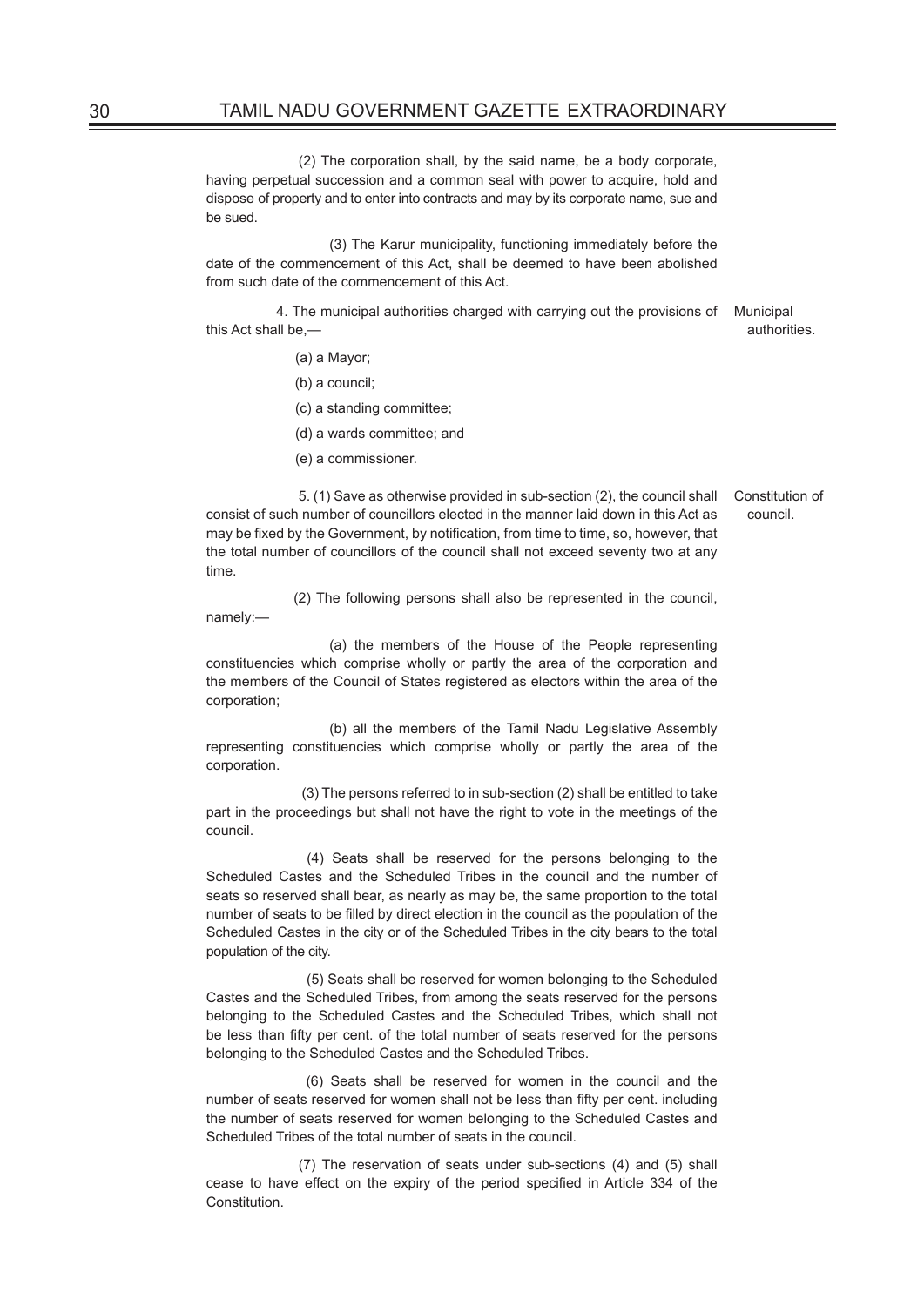(2) The corporation shall, by the said name, be a body corporate, having perpetual succession and a common seal with power to acquire, hold and dispose of property and to enter into contracts and may by its corporate name, sue and be sued.

(3) The Karur municipality, functioning immediately before the date of the commencement of this Act, shall be deemed to have been abolished from such date of the commencement of this Act.

**Municipal authorities.**

4. The municipal authorities charged with carrying out the provisions of this Act shall be,—

(a) a Mayor;

(b) a council;

(c) a standing committee;

(d) a wards committee; and

(e) a commissioner.

**Constitution of council.**

5. (1) Save as otherwise provided in sub-section (2), the council shall consist of such number of councillors elected in the manner laid down in this Act as may be fixed by the Government, by notification, from time to time, so, however, that the total number of councillors of the council shall not exceed seventy two at any time.

(2) The following persons shall also be represented in the council, namely:—

(a) the members of the House of the People representing constituencies which comprise wholly or partly the area of the corporation and the members of the Council of States registered as electors within the area of the corporation;

(b) all the members of the Tamil Nadu Legislative Assembly representing constituencies which comprise wholly or partly the area of the corporation.

(3) The persons referred to in sub-section (2) shall be entitled to take part in the proceedings but shall not have the right to vote in the meetings of the council.

(4) Seats shall be reserved for the persons belonging to the Scheduled Castes and the Scheduled Tribes in the council and the number of seats so reserved shall bear, as nearly as may be, the same proportion to the total number of seats to be filled by direct election in the council as the population of the Scheduled Castes in the city or of the Scheduled Tribes in the city bears to the total population of the city.

(5) Seats shall be reserved for women belonging to the Scheduled Castes and the Scheduled Tribes, from among the seats reserved for the persons belonging to the Scheduled Castes and the Scheduled Tribes, which shall not be less than fifty per cent. of the total number of seats reserved for the persons belonging to the Scheduled Castes and the Scheduled Tribes.

(6) Seats shall be reserved for women in the council and the number of seats reserved for women shall not be less than fifty per cent. including the number of seats reserved for women belonging to the Scheduled Castes and Scheduled Tribes of the total number of seats in the council.

(7) The reservation of seats under sub-sections (4) and (5) shall cease to have effect on the expiry of the period specified in Article 334 of the Constitution.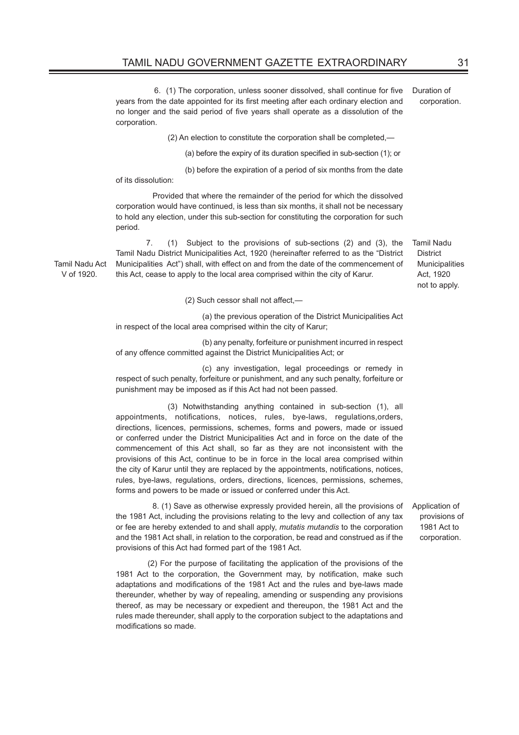6. (1) The corporation, unless sooner dissolved, shall continue for five years from the date appointed for its first meeting after each ordinary election and no longer and the said period of five years shall operate as a dissolution of the corporation.

Duration of corporation.

(2) An election to constitute the corporation shall be completed,—

(a) before the expiry of its duration specified in sub-section (1); or

(b) before the expiration of a period of six months from the date of its dissolution:

Provided that where the remainder of the period for which the dissolved corporation would have continued, is less than six months, it shall not be necessary to hold any election, under this sub-section for constituting the corporation for such period.

7. (1) Subject to the provisions of sub-sections (2) and (3), the Tamil Nadu District Municipalities Act, 1920 (hereinafter referred to as the "District Municipalities Act") shall, with effect on and from the date of the commencement of this Act, cease to apply to the local area comprised within the city of Karur.

Tamil Nadu Act V of 1920.

Tamil Nadu District Municipalities Act, 1920 not to apply.

(2) Such cessor shall not affect,—

(a) the previous operation of the District Municipalities Act in respect of the local area comprised within the city of Karur;

(b) any penalty, forfeiture or punishment incurred in respect of any offence committed against the District Municipalities Act; or

(c) any investigation, legal proceedings or remedy in respect of such penalty, forfeiture or punishment, and any such penalty, forfeiture or punishment may be imposed as if this Act had not been passed.

(3) Notwithstanding anything contained in sub-section (1), all appointments, notifications, notices, rules, bye-laws, regulations,orders, directions, licences, permissions, schemes, forms and powers, made or issued or conferred under the District Municipalities Act and in force on the date of the commencement of this Act shall, so far as they are not inconsistent with the provisions of this Act, continue to be in force in the local area comprised within the city of Karur until they are replaced by the appointments, notifications, notices, rules, bye-laws, regulations, orders, directions, licences, permissions, schemes, forms and powers to be made or issued or conferred under this Act.

8. (1) Save as otherwise expressly provided herein, all the provisions of the 1981 Act, including the provisions relating to the levy and collection of any tax or fee are hereby extended to and shall apply, *mutatis mutandis* to the corporation and the 1981 Act shall, in relation to the corporation, be read and construed as if the provisions of this Act had formed part of the 1981 Act.

Application of provisions of 1981 Act to corporation.

(2) For the purpose of facilitating the application of the provisions of the 1981 Act to the corporation, the Government may, by notification, make such adaptations and modifications of the 1981 Act and the rules and bye-laws made thereunder, whether by way of repealing, amending or suspending any provisions thereof, as may be necessary or expedient and thereupon, the 1981 Act and the rules made thereunder, shall apply to the corporation subject to the adaptations and modifications so made.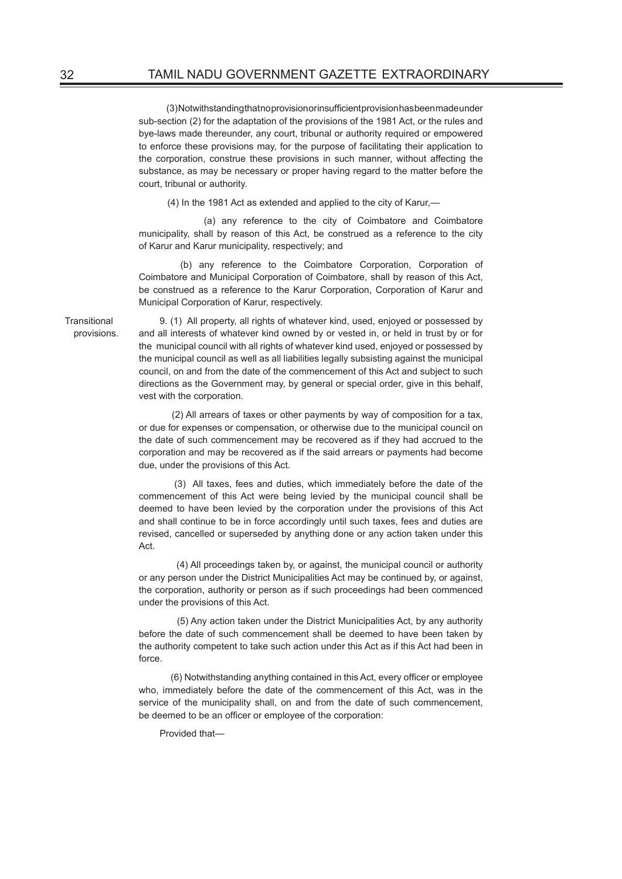(3) Notwithstanding that no provision or insufficient provision has been made under sub-section (2) for the adaptation of the provisions of the 1981 Act, or the rules and bye-laws made thereunder, any court, tribunal or authority required or empowered to enforce these provisions may, for the purpose of facilitating their application to the corporation, construe these provisions in such manner, without affecting the substance, as may be necessary or proper having regard to the matter before the court, tribunal or authority.

(4) In the 1981 Act as extended and applied to the city of Karur,—

(a) any reference to the city of Coimbatore and Coimbatore municipality, shall by reason of this Act, be construed as a reference to the city of Karur and Karur municipality, respectively; and

(b) any reference to the Coimbatore Corporation, Corporation of Coimbatore and Municipal Corporation of Coimbatore, shall by reason of this Act, be construed as a reference to the Karur Corporation, Corporation of Karur and Municipal Corporation of Karur, respectively.

Transitional provisions.

9. (1) All property, all rights of whatever kind, used, enjoyed or possessed by and all interests of whatever kind owned by or vested in, or held in trust by or for the municipal council with all rights of whatever kind used, enjoyed or possessed by the municipal council as well as all liabilities legally subsisting against the municipal council, on and from the date of the commencement of this Act and subject to such directions as the Government may, by general or special order, give in this behalf, vest with the corporation.

(2) All arrears of taxes or other payments by way of composition for a tax, or due for expenses or compensation, or otherwise due to the municipal council on the date of such commencement may be recovered as if they had accrued to the corporation and may be recovered as if the said arrears or payments had become due, under the provisions of this Act.

(3) All taxes, fees and duties, which immediately before the date of the commencement of this Act were being levied by the municipal council shall be deemed to have been levied by the corporation under the provisions of this Act and shall continue to be in force accordingly until such taxes, fees and duties are revised, cancelled or superseded by anything done or any action taken under this Act.

(4) All proceedings taken by, or against, the municipal council or authority or any person under the District Municipalities Act may be continued by, or against, the corporation, authority or person as if such proceedings had been commenced under the provisions of this Act.

(5) Any action taken under the District Municipalities Act, by any authority before the date of such commencement shall be deemed to have been taken by the authority competent to take such action under this Act as if this Act had been in force.

(6) Notwithstanding anything contained in this Act, every officer or employee who, immediately before the date of the commencement of this Act, was in the service of the municipality shall, on and from the date of such commencement, be deemed to be an officer or employee of the corporation:

Provided that—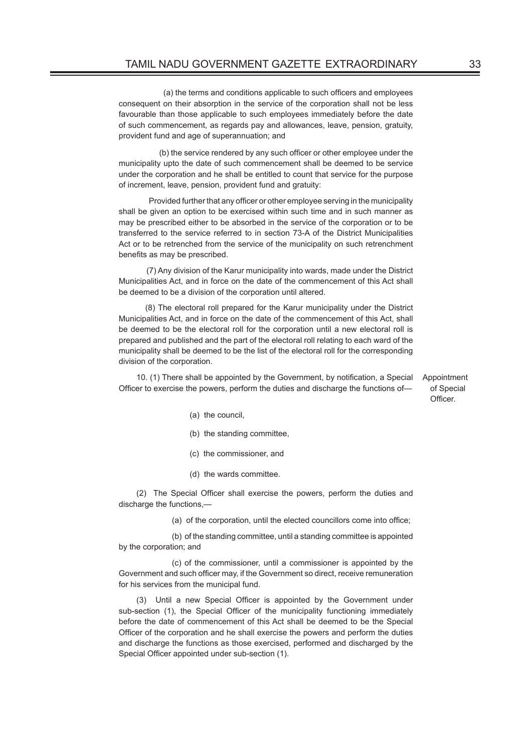(a) the terms and conditions applicable to such officers and employees consequent on their absorption in the service of the corporation shall not be less favourable than those applicable to such employees immediately before the date of such commencement, as regards pay and allowances, leave, pension, gratuity, provident fund and age of superannuation; and

(b) the service rendered by any such officer or other employee under the municipality upto the date of such commencement shall be deemed to be service under the corporation and he shall be entitled to count that service for the purpose of increment, leave, pension, provident fund and gratuity:

Provided further that any officer or other employee serving in the municipality shall be given an option to be exercised within such time and in such manner as may be prescribed either to be absorbed in the service of the corporation or to be transferred to the service referred to in section 73-A of the District Municipalities Act or to be retrenched from the service of the municipality on such retrenchment benefits as may be prescribed.

(7) Any division of the Karur municipality into wards, made under the District Municipalities Act, and in force on the date of the commencement of this Act shall be deemed to be a division of the corporation until altered.

(8) The electoral roll prepared for the Karur municipality under the District Municipalities Act, and in force on the date of the commencement of this Act, shall be deemed to be the electoral roll for the corporation until a new electoral roll is prepared and published and the part of the electoral roll relating to each ward of the municipality shall be deemed to be the list of the electoral roll for the corresponding division of the corporation.

**Appointment of Special Officer.**

10. (1) There shall be appointed by the Government, by notification, a Special Officer to exercise the powers, perform the duties and discharge the functions of—

(a) the council,

(b) the standing committee,

(c) the commissioner, and

(d) the wards committee.

(2) The Special Officer shall exercise the powers, perform the duties and discharge the functions,—

(a) of the corporation, until the elected councillors come into office;

(b) of the standing committee, until a standing committee is appointed by the corporation; and

(c) of the commissioner, until a commissioner is appointed by the Government and such officer may, if the Government so direct, receive remuneration for his services from the municipal fund.

(3) Until a new Special Officer is appointed by the Government under sub-section (1), the Special Officer of the municipality functioning immediately before the date of commencement of this Act shall be deemed to be the Special Officer of the corporation and he shall exercise the powers and perform the duties and discharge the functions as those exercised, performed and discharged by the Special Officer appointed under sub-section (1).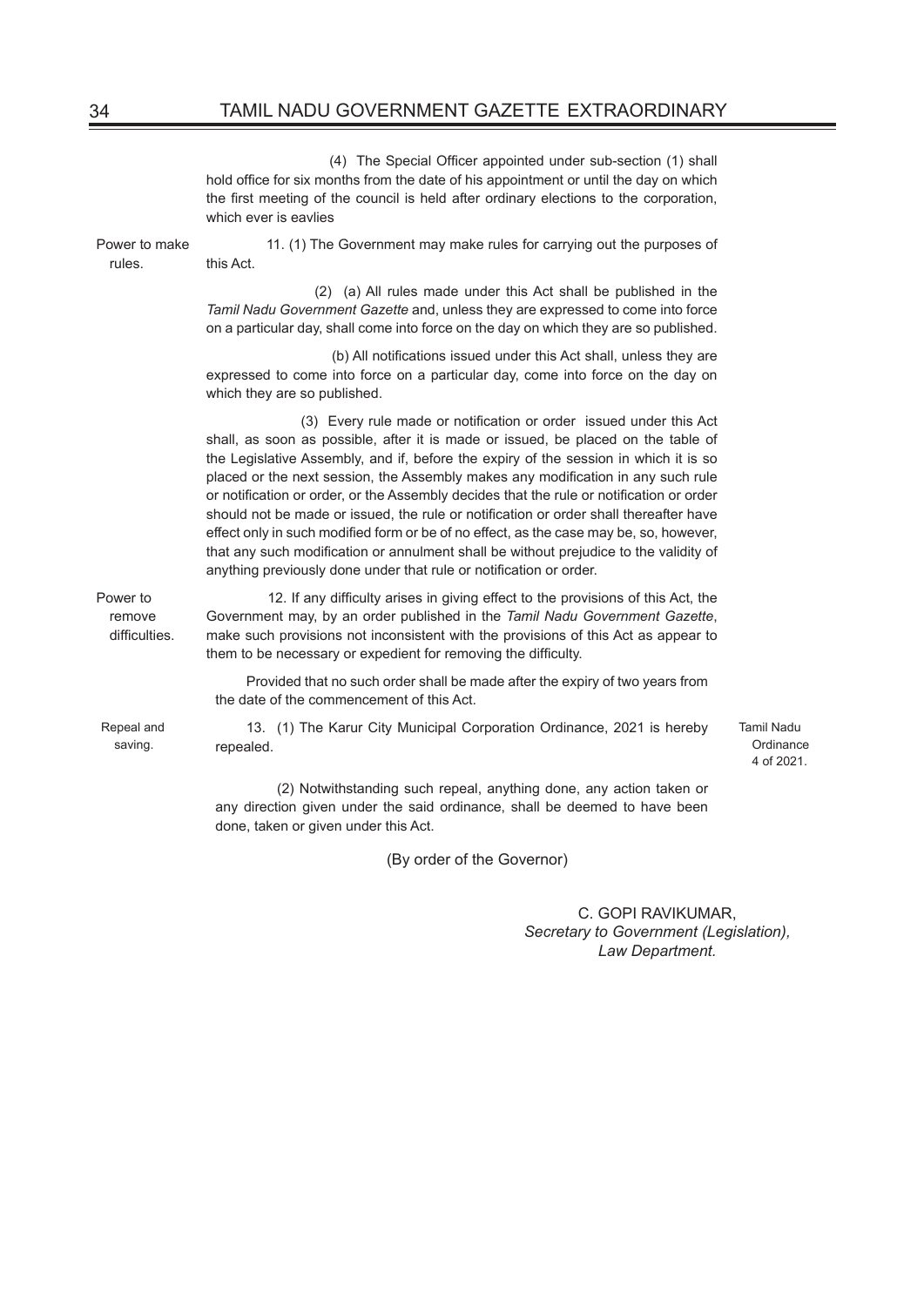(4) The Special Officer appointed under sub-section (1) shall hold office for six months from the date of his appointment or until the day on which the first meeting of the council is held after ordinary elections to the corporation, which ever is eavlies

Power to make rules.

11. (1) The Government may make rules for carrying out the purposes of this Act.

(2) (a) All rules made under this Act shall be published in the *Tamil Nadu Government Gazette* and, unless they are expressed to come into force on a particular day, shall come into force on the day on which they are so published.

(b) All notifications issued under this Act shall, unless they are expressed to come into force on a particular day, come into force on the day on which they are so published.

(3) Every rule made or notification or order issued under this Act shall, as soon as possible, after it is made or issued, be placed on the table of the Legislative Assembly, and if, before the expiry of the session in which it is so placed or the next session, the Assembly makes any modification in any such rule or notification or order, or the Assembly decides that the rule or notification or order should not be made or issued, the rule or notification or order shall thereafter have effect only in such modified form or be of no effect, as the case may be, so, however, that any such modification or annulment shall be without prejudice to the validity of anything previously done under that rule or notification or order.

Power to remove difficulties.

12. If any difficulty arises in giving effect to the provisions of this Act, the Government may, by an order published in the *Tamil Nadu Government Gazette*, make such provisions not inconsistent with the provisions of this Act as appear to them to be necessary or expedient for removing the difficulty.

Provided that no such order shall be made after the expiry of two years from the date of the commencement of this Act.

Repeal and saving.

13. (1) The Karur City Municipal Corporation Ordinance, 2021 is hereby repealed.

Tamil Nadu Ordinance 4 of 2021.

(2) Notwithstanding such repeal, anything done, any action taken or any direction given under the said ordinance, shall be deemed to have been done, taken or given under this Act.

(By order of the Governor)

C. GOPI RAVIKUMAR,
*Secretary to Government (Legislation),*
*Law Department.*